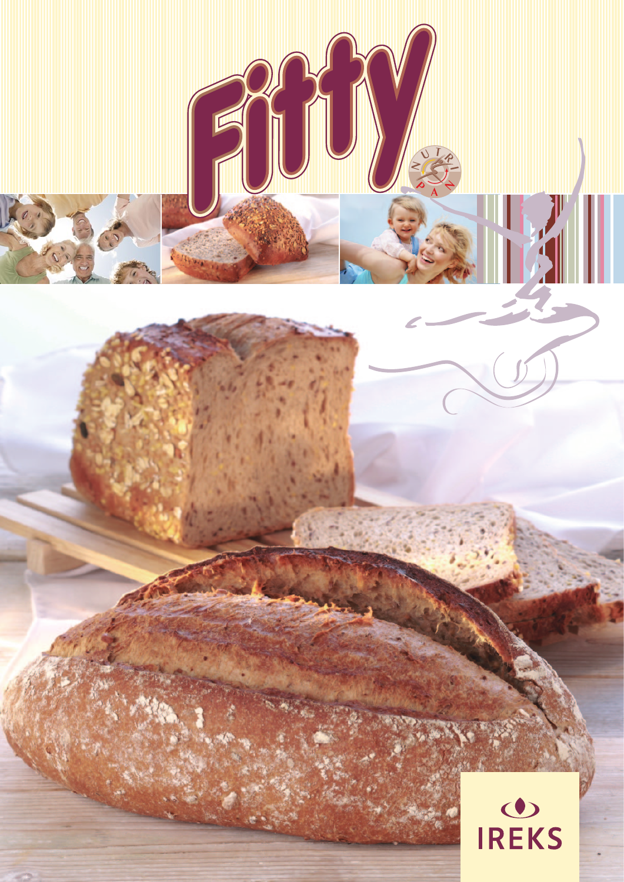# Fitty

NUTRI PAN

IREKS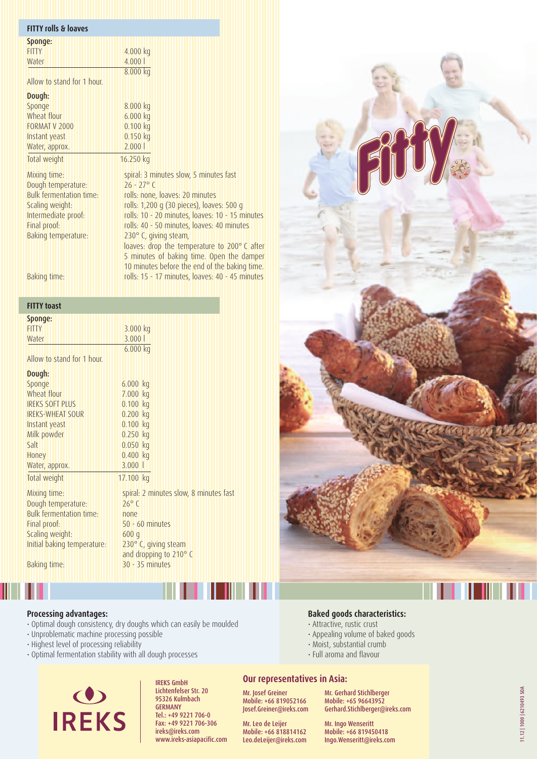## FITTY rolls & loaves

**Sponge:**

| | |
|---|---|
| FITTY | 4.000 kg |
| Water | 4.000 l |
| | 8.000 kg |

Allow to stand for 1 hour.

**Dough:**

| | |
|---|---|
| Sponge | 8.000 kg |
| Wheat flour | 6.000 kg |
| FORMAT V 2000 | 0.100 kg |
| Instant yeast | 0.150 kg |
| Water, approx. | 2.000 l |
| Total weight | 16.250 kg |

| | |
|---|---|
| Mixing time: | spiral: 3 minutes slow, 5 minutes fast |
| Dough temperature: | 26 - 27° C |
| Bulk fermentation time: | rolls: none, loaves: 20 minutes |
| Scaling weight: | rolls: 1,200 g (30 pieces), loaves: 500 g |
| Intermediate proof: | rolls: 10 - 20 minutes, loaves: 10 - 15 minutes |
| Final proof: | rolls: 40 - 50 minutes, loaves: 40 minutes |
| Baking temperature: | 230° C, giving steam, loaves: drop the temperature to 200° C after 5 minutes of baking time. Open the damper 10 minutes before the end of the baking time. |
| Baking time: | rolls: 15 - 17 minutes, loaves: 40 - 45 minutes |

## FITTY toast

**Sponge:**

| | |
|---|---|
| FITTY | 3.000 kg |
| Water | 3.000 l |
| | 6.000 kg |

Allow to stand for 1 hour.

**Dough:**

| | |
|---|---|
| Sponge | 6.000 kg |
| Wheat flour | 7.000 kg |
| IREKS SOFT PLUS | 0.100 kg |
| IREKS-WHEAT SOUR | 0.200 kg |
| Instant yeast | 0.100 kg |
| Milk powder | 0.250 kg |
| Salt | 0.050 kg |
| Honey | 0.400 kg |
| Water, approx. | 3.000 l |
| Total weight | 17.100 kg |

| | |
|---|---|
| Mixing time: | spiral: 2 minutes slow, 8 minutes fast |
| Dough temperature: | 26° C |
| Bulk fermentation time: | none |
| Final proof: | 50 - 60 minutes |
| Scaling weight: | 600 g |
| Initial baking temperature: | 230° C, giving steam and dropping to 210° C |
| Baking time: | 30 - 35 minutes |

Fitty

### Processing advantages:

- Optimal dough consistency, dry doughs which can easily be moulded
- Unproblematic machine processing possible
- Highest level of processing reliability
- Optimal fermentation stability with all dough processes

### Baked goods characteristics:

- Attractive, rustic crust
- Appealing volume of baked goods
- Moist, substantial crumb
- Full aroma and flavour

IREKS

IREKS GmbH
Lichtenfelser Str. 20
95326 Kulmbach
GERMANY
Tel.: +49 9221 706-0
Fax: +49 9221 706-306
ireks@ireks.com
www.ireks-asiapacific.com

### Our representatives in Asia:

Mr. Josef Greiner
Mobile: +66 819052166
Josef.Greiner@ireks.com

Mr. Gerhard Stichlberger
Mobile: +65 96643952
Gerhard.Stichlberger@ireks.com

Mr. Leo de Leijer
Mobile: +66 818814162
Leo.deLeijer@ireks.com

Mr. Ingo Wenseritt
Mobile: +66 819450418
Ingo.Wenseritt@ireks.com

11.12 | 1000 | 6210493 SOA